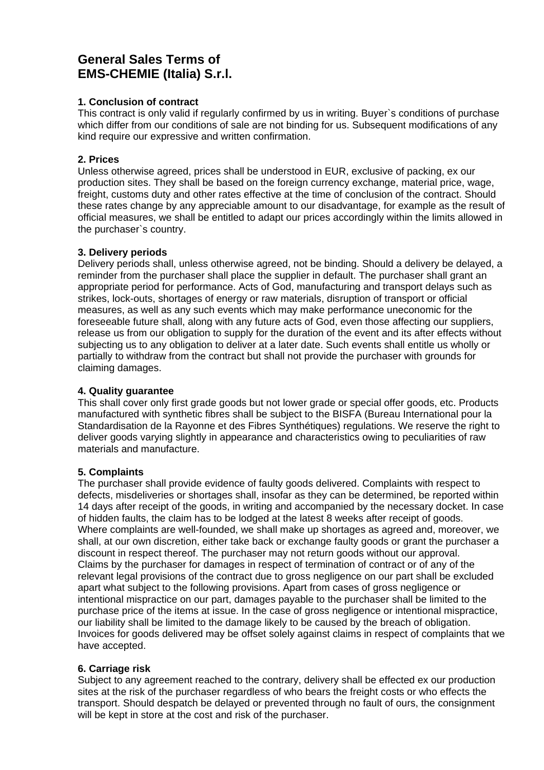# General Sales Terms of EMS-CHEMIE (Italia) S.r.l.

### 1. Conclusion of contract

This contract is only valid if regularly confirmed by us in writing. Buyer`s conditions of purchase which differ from our conditions of sale are not binding for us. Subsequent modifications of any kind require our expressive and written confirmation.

### 2. Prices

Unless otherwise agreed, prices shall be understood in EUR, exclusive of packing, ex our production sites. They shall be based on the foreign currency exchange, material price, wage, freight, customs duty and other rates effective at the time of conclusion of the contract. Should these rates change by any appreciable amount to our disadvantage, for example as the result of official measures, we shall be entitled to adapt our prices accordingly within the limits allowed in the purchaser`s country.

### 3. Delivery periods

Delivery periods shall, unless otherwise agreed, not be binding. Should a delivery be delayed, a reminder from the purchaser shall place the supplier in default. The purchaser shall grant an appropriate period for performance. Acts of God, manufacturing and transport delays such as strikes, lock-outs, shortages of energy or raw materials, disruption of transport or official measures, as well as any such events which may make performance uneconomic for the foreseeable future shall, along with any future acts of God, even those affecting our suppliers, release us from our obligation to supply for the duration of the event and its after effects without subjecting us to any obligation to deliver at a later date. Such events shall entitle us wholly or partially to withdraw from the contract but shall not provide the purchaser with grounds for claiming damages.

### 4. Quality guarantee

This shall cover only first grade goods but not lower grade or special offer goods, etc. Products manufactured with synthetic fibres shall be subject to the BISFA (Bureau International pour la Standardisation de la Rayonne et des Fibres Synthétiques) regulations. We reserve the right to deliver goods varying slightly in appearance and characteristics owing to peculiarities of raw materials and manufacture.

### 5. Complaints

The purchaser shall provide evidence of faulty goods delivered. Complaints with respect to defects, misdeliveries or shortages shall, insofar as they can be determined, be reported within 14 days after receipt of the goods, in writing and accompanied by the necessary docket. In case of hidden faults, the claim has to be lodged at the latest 8 weeks after receipt of goods.
Where complaints are well-founded, we shall make up shortages as agreed and, moreover, we shall, at our own discretion, either take back or exchange faulty goods or grant the purchaser a discount in respect thereof. The purchaser may not return goods without our approval.
Claims by the purchaser for damages in respect of termination of contract or of any of the relevant legal provisions of the contract due to gross negligence on our part shall be excluded apart what subject to the following provisions. Apart from cases of gross negligence or intentional mispractice on our part, damages payable to the purchaser shall be limited to the purchase price of the items at issue. In the case of gross negligence or intentional mispractice, our liability shall be limited to the damage likely to be caused by the breach of obligation.
Invoices for goods delivered may be offset solely against claims in respect of complaints that we have accepted.

### 6. Carriage risk

Subject to any agreement reached to the contrary, delivery shall be effected ex our production sites at the risk of the purchaser regardless of who bears the freight costs or who effects the transport. Should despatch be delayed or prevented through no fault of ours, the consignment will be kept in store at the cost and risk of the purchaser.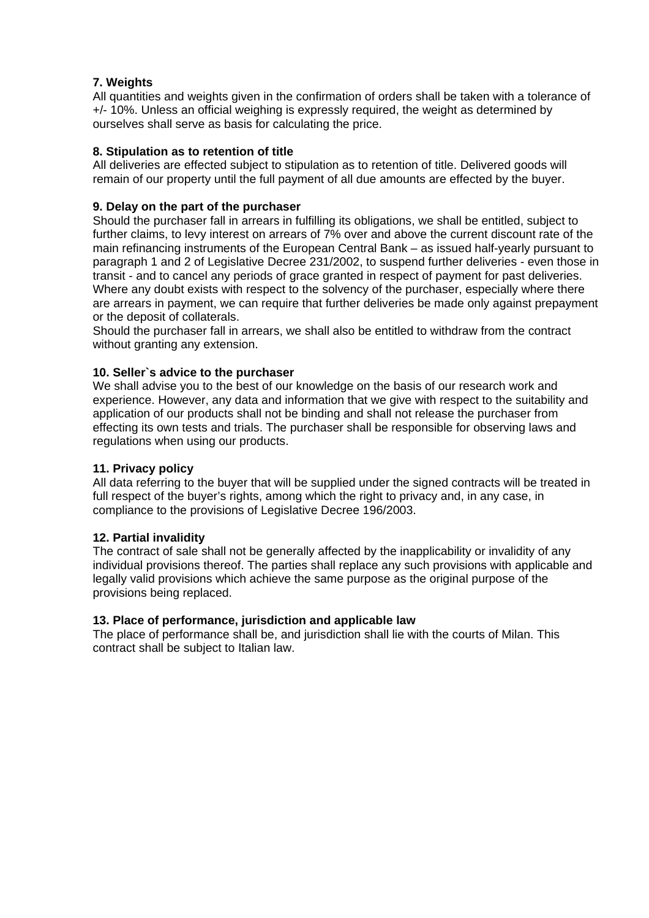**7. Weights**

All quantities and weights given in the confirmation of orders shall be taken with a tolerance of +/- 10%. Unless an official weighing is expressly required, the weight as determined by ourselves shall serve as basis for calculating the price.

**8. Stipulation as to retention of title**

All deliveries are effected subject to stipulation as to retention of title. Delivered goods will remain of our property until the full payment of all due amounts are effected by the buyer.

**9. Delay on the part of the purchaser**

Should the purchaser fall in arrears in fulfilling its obligations, we shall be entitled, subject to further claims, to levy interest on arrears of 7% over and above the current discount rate of the main refinancing instruments of the European Central Bank – as issued half-yearly pursuant to paragraph 1 and 2 of Legislative Decree 231/2002, to suspend further deliveries - even those in transit - and to cancel any periods of grace granted in respect of payment for past deliveries. Where any doubt exists with respect to the solvency of the purchaser, especially where there are arrears in payment, we can require that further deliveries be made only against prepayment or the deposit of collaterals.

Should the purchaser fall in arrears, we shall also be entitled to withdraw from the contract without granting any extension.

**10. Seller`s advice to the purchaser**

We shall advise you to the best of our knowledge on the basis of our research work and experience. However, any data and information that we give with respect to the suitability and application of our products shall not be binding and shall not release the purchaser from effecting its own tests and trials. The purchaser shall be responsible for observing laws and regulations when using our products.

**11. Privacy policy**

All data referring to the buyer that will be supplied under the signed contracts will be treated in full respect of the buyer's rights, among which the right to privacy and, in any case, in compliance to the provisions of Legislative Decree 196/2003.

**12. Partial invalidity**

The contract of sale shall not be generally affected by the inapplicability or invalidity of any individual provisions thereof. The parties shall replace any such provisions with applicable and legally valid provisions which achieve the same purpose as the original purpose of the provisions being replaced.

**13. Place of performance, jurisdiction and applicable law**

The place of performance shall be, and jurisdiction shall lie with the courts of Milan. This contract shall be subject to Italian law.